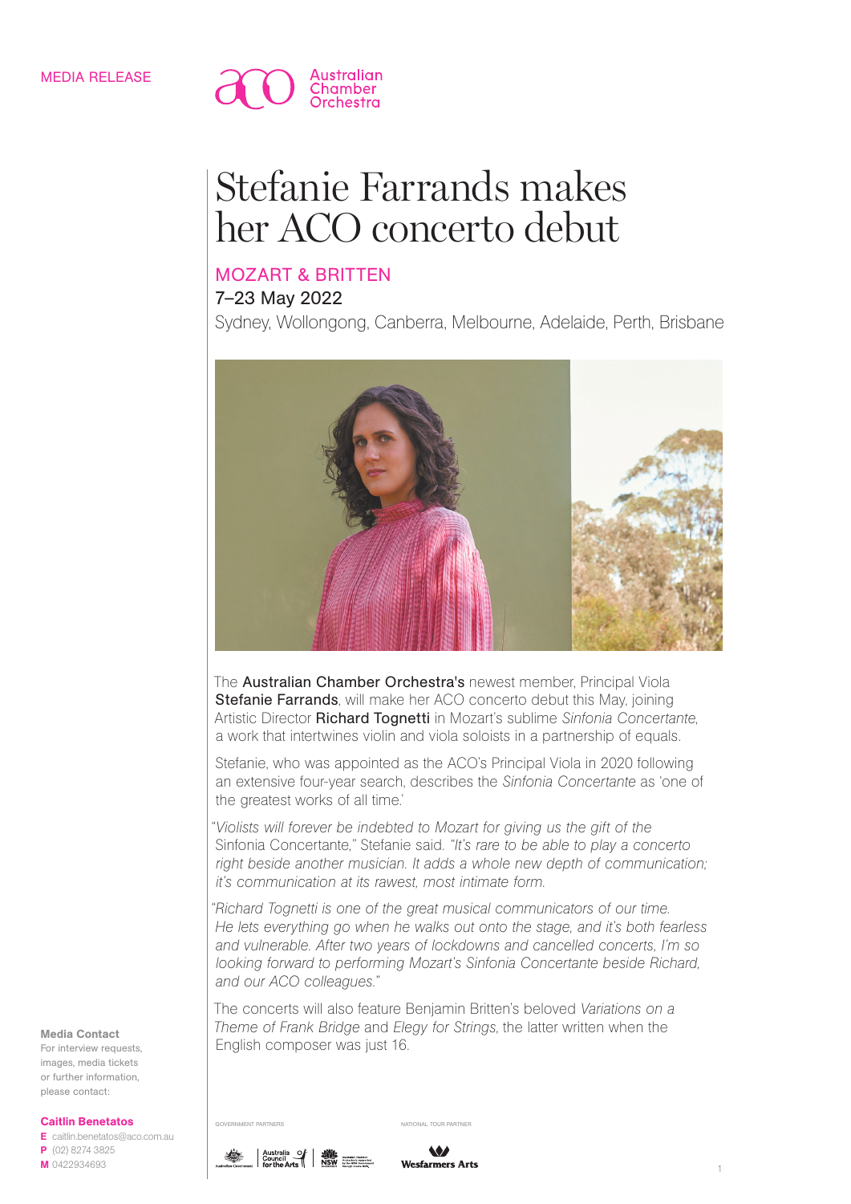MEDIA RELEASE

Australian Chamber Orchestra

# Stefanie Farrands makes her ACO concerto debut

## MOZART & BRITTEN

7–23 May 2022

Sydney, Wollongong, Canberra, Melbourne, Adelaide, Perth, Brisbane

The **Australian Chamber Orchestra's** newest member, Principal Viola **Stefanie Farrands**, will make her ACO concerto debut this May, joining Artistic Director **Richard Tognetti** in Mozart's sublime *Sinfonia Concertante*, a work that intertwines violin and viola soloists in a partnership of equals.

Stefanie, who was appointed as the ACO's Principal Viola in 2020 following an extensive four-year search, describes the *Sinfonia Concertante* as 'one of the greatest works of all time.'

"*Violists will forever be indebted to Mozart for giving us the gift of the* Sinfonia Concertante," Stefanie said. "*It's rare to be able to play a concerto right beside another musician. It adds a whole new depth of communication; it's communication at its rawest, most intimate form.*

"*Richard Tognetti is one of the great musical communicators of our time. He lets everything go when he walks out onto the stage, and it's both fearless and vulnerable. After two years of lockdowns and cancelled concerts, I'm so looking forward to performing Mozart's Sinfonia Concertante beside Richard, and our ACO colleagues.*"

The concerts will also feature Benjamin Britten's beloved *Variations on a Theme of Frank Bridge* and *Elegy for Strings*, the latter written when the English composer was just 16.

**Media Contact**
For interview requests, images, media tickets or further information, please contact:

**Caitlin Benetatos**
**E** caitlin.benetatos@aco.com.au
**P** (02) 8274 3825
**M** 0422934693

GOVERNMENT PARTNERS

NATIONAL TOUR PARTNER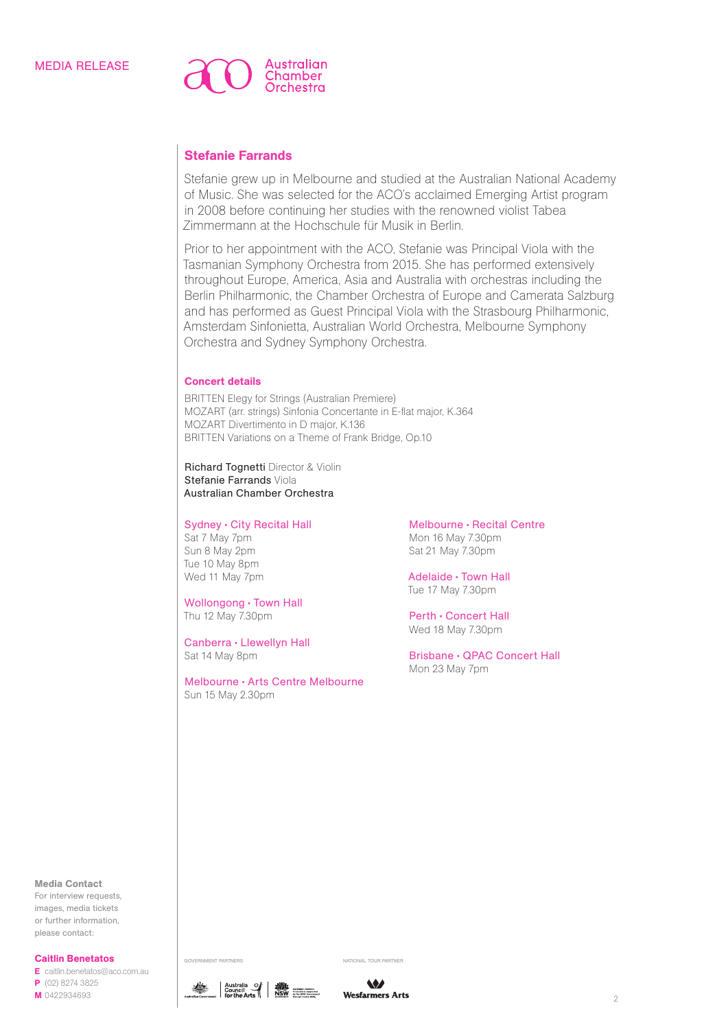MEDIA RELEASE

Australian Chamber Orchestra

## Stefanie Farrands

Stefanie grew up in Melbourne and studied at the Australian National Academy of Music. She was selected for the ACO's acclaimed Emerging Artist program in 2008 before continuing her studies with the renowned violist Tabea Zimmermann at the Hochschule für Musik in Berlin.

Prior to her appointment with the ACO, Stefanie was Principal Viola with the Tasmanian Symphony Orchestra from 2015. She has performed extensively throughout Europe, America, Asia and Australia with orchestras including the Berlin Philharmonic, the Chamber Orchestra of Europe and Camerata Salzburg and has performed as Guest Principal Viola with the Strasbourg Philharmonic, Amsterdam Sinfonietta, Australian World Orchestra, Melbourne Symphony Orchestra and Sydney Symphony Orchestra.

### Concert details

BRITTEN Elegy for Strings (Australian Premiere)
MOZART (arr. strings) Sinfonia Concertante in E-flat major, K.364
MOZART Divertimento in D major, K.136
BRITTEN Variations on a Theme of Frank Bridge, Op.10

**Richard Tognetti** Director & Violin
**Stefanie Farrands** Viola
**Australian Chamber Orchestra**

**Sydney • City Recital Hall**
Sat 7 May 7pm
Sun 8 May 2pm
Tue 10 May 8pm
Wed 11 May 7pm

**Wollongong • Town Hall**
Thu 12 May 7.30pm

**Canberra • Llewellyn Hall**
Sat 14 May 8pm

**Melbourne • Arts Centre Melbourne**
Sun 15 May 2.30pm

**Melbourne • Recital Centre**
Mon 16 May 7.30pm
Sat 21 May 7.30pm

**Adelaide • Town Hall**
Tue 17 May 7.30pm

**Perth • Concert Hall**
Wed 18 May 7.30pm

**Brisbane • QPAC Concert Hall**
Mon 23 May 7pm

**Media Contact**
For interview requests, images, media tickets or further information, please contact:

**Caitlin Benetatos**
**E** caitlin.benetatos@aco.com.au
**P** (02) 8274 3825
**M** 0422934693

GOVERNMENT PARTNERS

NATIONAL TOUR PARTNER